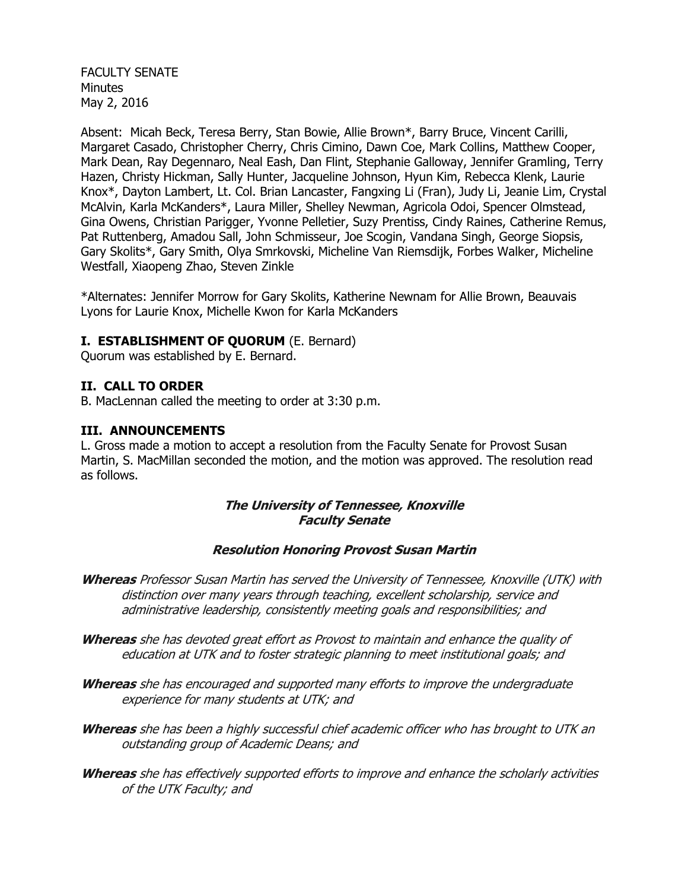FACULTY SENATE
Minutes
May 2, 2016

Absent: Micah Beck, Teresa Berry, Stan Bowie, Allie Brown*, Barry Bruce, Vincent Carilli, Margaret Casado, Christopher Cherry, Chris Cimino, Dawn Coe, Mark Collins, Matthew Cooper, Mark Dean, Ray Degennaro, Neal Eash, Dan Flint, Stephanie Galloway, Jennifer Gramling, Terry Hazen, Christy Hickman, Sally Hunter, Jacqueline Johnson, Hyun Kim, Rebecca Klenk, Laurie Knox*, Dayton Lambert, Lt. Col. Brian Lancaster, Fangxing Li (Fran), Judy Li, Jeanie Lim, Crystal McAlvin, Karla McKanders*, Laura Miller, Shelley Newman, Agricola Odoi, Spencer Olmstead, Gina Owens, Christian Parigger, Yvonne Pelletier, Suzy Prentiss, Cindy Raines, Catherine Remus, Pat Ruttenberg, Amadou Sall, John Schmisseur, Joe Scogin, Vandana Singh, George Siopsis, Gary Skolits*, Gary Smith, Olya Smrkovski, Micheline Van Riemsdijk, Forbes Walker, Micheline Westfall, Xiaopeng Zhao, Steven Zinkle

*Alternates: Jennifer Morrow for Gary Skolits, Katherine Newnam for Allie Brown, Beauvais Lyons for Laurie Knox, Michelle Kwon for Karla McKanders

## I. ESTABLISHMENT OF QUORUM (E. Bernard)

Quorum was established by E. Bernard.

## II. CALL TO ORDER

B. MacLennan called the meeting to order at 3:30 p.m.

## III. ANNOUNCEMENTS

L. Gross made a motion to accept a resolution from the Faculty Senate for Provost Susan Martin, S. MacMillan seconded the motion, and the motion was approved. The resolution read as follows.

### *The University of Tennessee, Knoxville Faculty Senate*

### *Resolution Honoring Provost Susan Martin*

***Whereas*** *Professor Susan Martin has served the University of Tennessee, Knoxville (UTK) with distinction over many years through teaching, excellent scholarship, service and administrative leadership, consistently meeting goals and responsibilities; and*

***Whereas*** *she has devoted great effort as Provost to maintain and enhance the quality of education at UTK and to foster strategic planning to meet institutional goals; and*

***Whereas*** *she has encouraged and supported many efforts to improve the undergraduate experience for many students at UTK; and*

***Whereas*** *she has been a highly successful chief academic officer who has brought to UTK an outstanding group of Academic Deans; and*

***Whereas*** *she has effectively supported efforts to improve and enhance the scholarly activities of the UTK Faculty; and*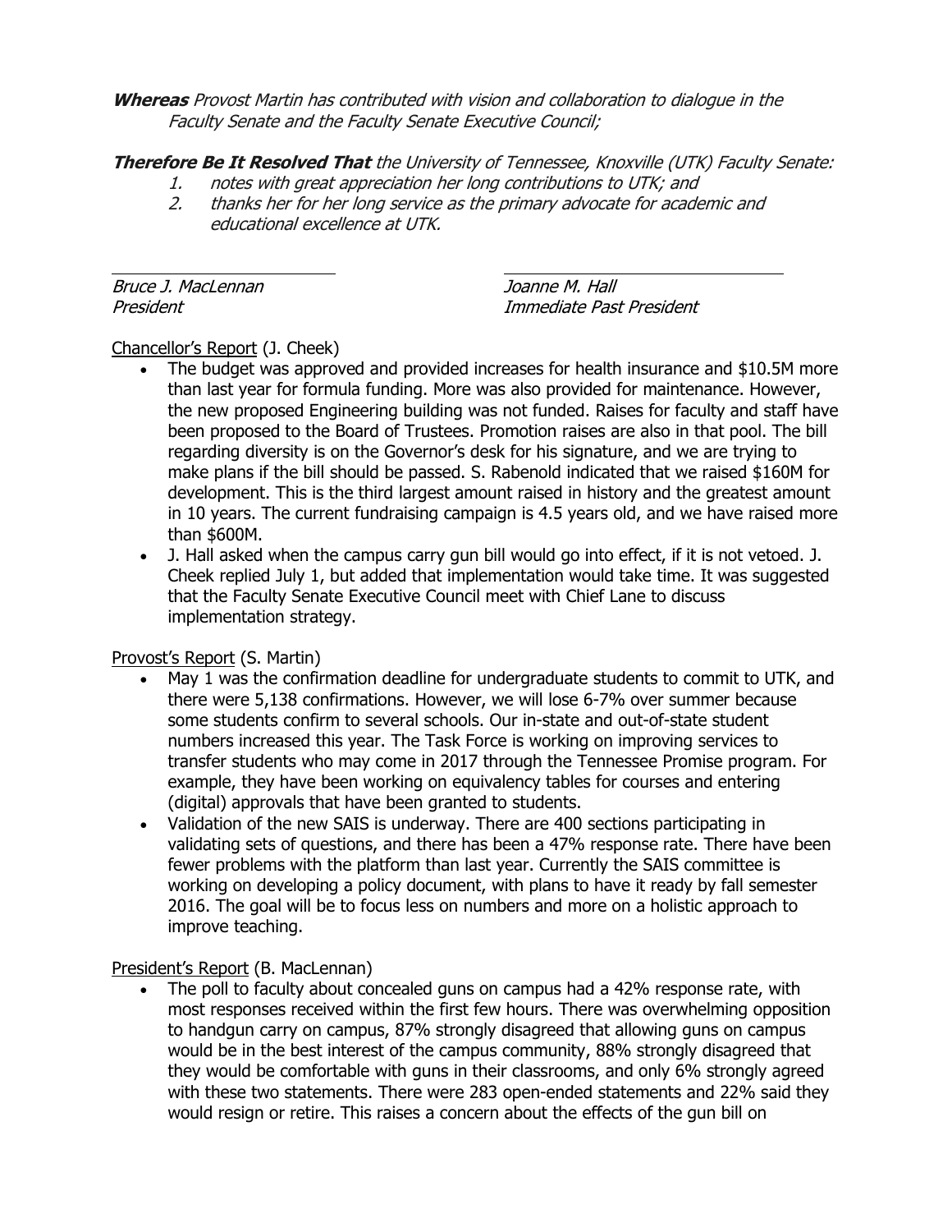***Whereas*** *Provost Martin has contributed with vision and collaboration to dialogue in the Faculty Senate and the Faculty Senate Executive Council;*

***Therefore Be It Resolved That*** *the University of Tennessee, Knoxville (UTK) Faculty Senate:*

1. *notes with great appreciation her long contributions to UTK; and*
2. *thanks her for her long service as the primary advocate for academic and educational excellence at UTK.*

| | |
|---|---|
| *Bruce J. MacLennan* | *Joanne M. Hall* |
| *President* | *Immediate Past President* |

Chancellor's Report (J. Cheek)

- The budget was approved and provided increases for health insurance and $10.5M more than last year for formula funding. More was also provided for maintenance. However, the new proposed Engineering building was not funded. Raises for faculty and staff have been proposed to the Board of Trustees. Promotion raises are also in that pool. The bill regarding diversity is on the Governor's desk for his signature, and we are trying to make plans if the bill should be passed. S. Rabenold indicated that we raised $160M for development. This is the third largest amount raised in history and the greatest amount in 10 years. The current fundraising campaign is 4.5 years old, and we have raised more than $600M.
- J. Hall asked when the campus carry gun bill would go into effect, if it is not vetoed. J. Cheek replied July 1, but added that implementation would take time. It was suggested that the Faculty Senate Executive Council meet with Chief Lane to discuss implementation strategy.

Provost's Report (S. Martin)

- May 1 was the confirmation deadline for undergraduate students to commit to UTK, and there were 5,138 confirmations. However, we will lose 6-7% over summer because some students confirm to several schools. Our in-state and out-of-state student numbers increased this year. The Task Force is working on improving services to transfer students who may come in 2017 through the Tennessee Promise program. For example, they have been working on equivalency tables for courses and entering (digital) approvals that have been granted to students.
- Validation of the new SAIS is underway. There are 400 sections participating in validating sets of questions, and there has been a 47% response rate. There have been fewer problems with the platform than last year. Currently the SAIS committee is working on developing a policy document, with plans to have it ready by fall semester 2016. The goal will be to focus less on numbers and more on a holistic approach to improve teaching.

President's Report (B. MacLennan)

- The poll to faculty about concealed guns on campus had a 42% response rate, with most responses received within the first few hours. There was overwhelming opposition to handgun carry on campus, 87% strongly disagreed that allowing guns on campus would be in the best interest of the campus community, 88% strongly disagreed that they would be comfortable with guns in their classrooms, and only 6% strongly agreed with these two statements. There were 283 open-ended statements and 22% said they would resign or retire. This raises a concern about the effects of the gun bill on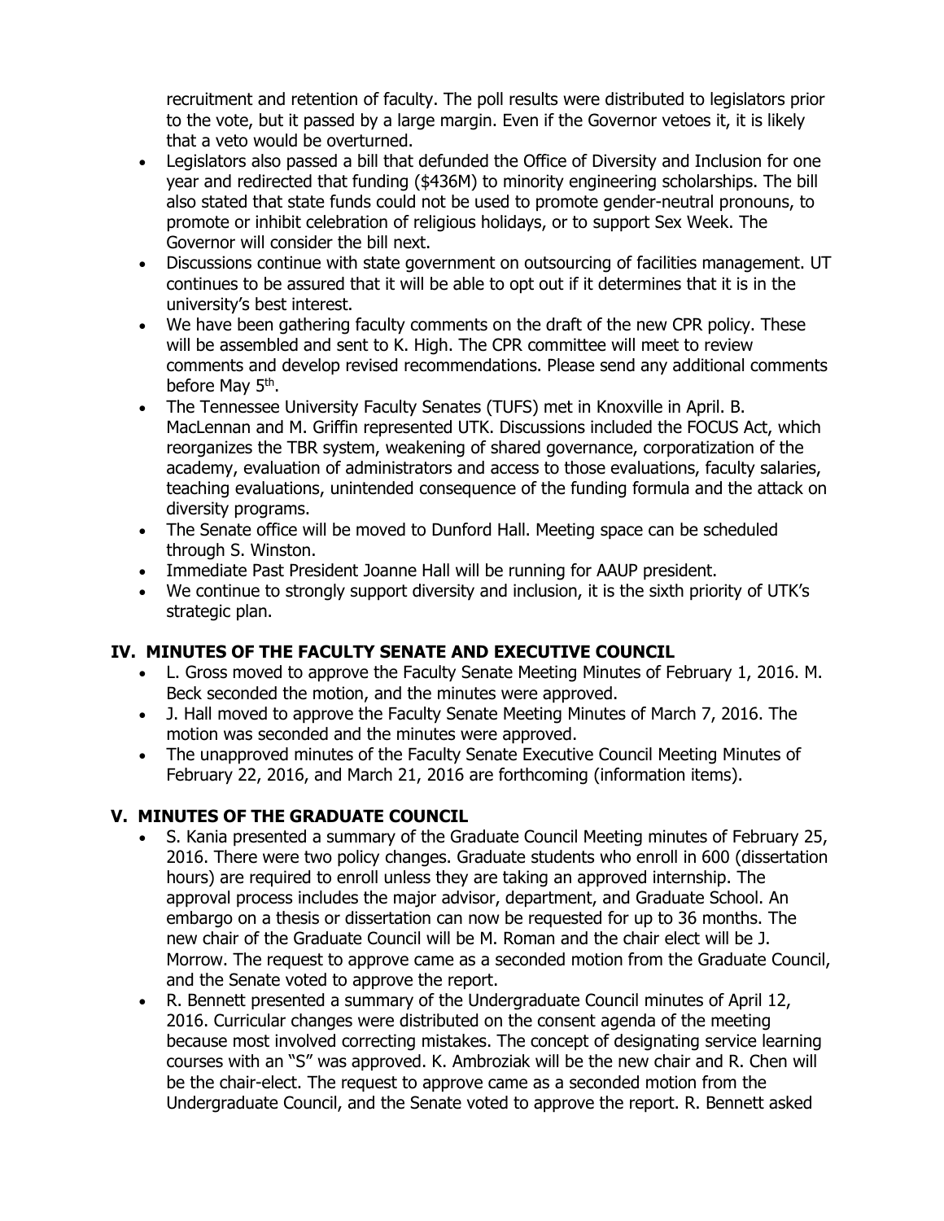recruitment and retention of faculty. The poll results were distributed to legislators prior to the vote, but it passed by a large margin. Even if the Governor vetoes it, it is likely that a veto would be overturned.

- Legislators also passed a bill that defunded the Office of Diversity and Inclusion for one year and redirected that funding ($436M) to minority engineering scholarships. The bill also stated that state funds could not be used to promote gender-neutral pronouns, to promote or inhibit celebration of religious holidays, or to support Sex Week. The Governor will consider the bill next.
- Discussions continue with state government on outsourcing of facilities management. UT continues to be assured that it will be able to opt out if it determines that it is in the university's best interest.
- We have been gathering faculty comments on the draft of the new CPR policy. These will be assembled and sent to K. High. The CPR committee will meet to review comments and develop revised recommendations. Please send any additional comments before May 5th.
- The Tennessee University Faculty Senates (TUFS) met in Knoxville in April. B. MacLennan and M. Griffin represented UTK. Discussions included the FOCUS Act, which reorganizes the TBR system, weakening of shared governance, corporatization of the academy, evaluation of administrators and access to those evaluations, faculty salaries, teaching evaluations, unintended consequence of the funding formula and the attack on diversity programs.
- The Senate office will be moved to Dunford Hall. Meeting space can be scheduled through S. Winston.
- Immediate Past President Joanne Hall will be running for AAUP president.
- We continue to strongly support diversity and inclusion, it is the sixth priority of UTK's strategic plan.

## IV. MINUTES OF THE FACULTY SENATE AND EXECUTIVE COUNCIL

- L. Gross moved to approve the Faculty Senate Meeting Minutes of February 1, 2016. M. Beck seconded the motion, and the minutes were approved.
- J. Hall moved to approve the Faculty Senate Meeting Minutes of March 7, 2016. The motion was seconded and the minutes were approved.
- The unapproved minutes of the Faculty Senate Executive Council Meeting Minutes of February 22, 2016, and March 21, 2016 are forthcoming (information items).

## V. MINUTES OF THE GRADUATE COUNCIL

- S. Kania presented a summary of the Graduate Council Meeting minutes of February 25, 2016. There were two policy changes. Graduate students who enroll in 600 (dissertation hours) are required to enroll unless they are taking an approved internship. The approval process includes the major advisor, department, and Graduate School. An embargo on a thesis or dissertation can now be requested for up to 36 months. The new chair of the Graduate Council will be M. Roman and the chair elect will be J. Morrow. The request to approve came as a seconded motion from the Graduate Council, and the Senate voted to approve the report.
- R. Bennett presented a summary of the Undergraduate Council minutes of April 12, 2016. Curricular changes were distributed on the consent agenda of the meeting because most involved correcting mistakes. The concept of designating service learning courses with an "S" was approved. K. Ambroziak will be the new chair and R. Chen will be the chair-elect. The request to approve came as a seconded motion from the Undergraduate Council, and the Senate voted to approve the report. R. Bennett asked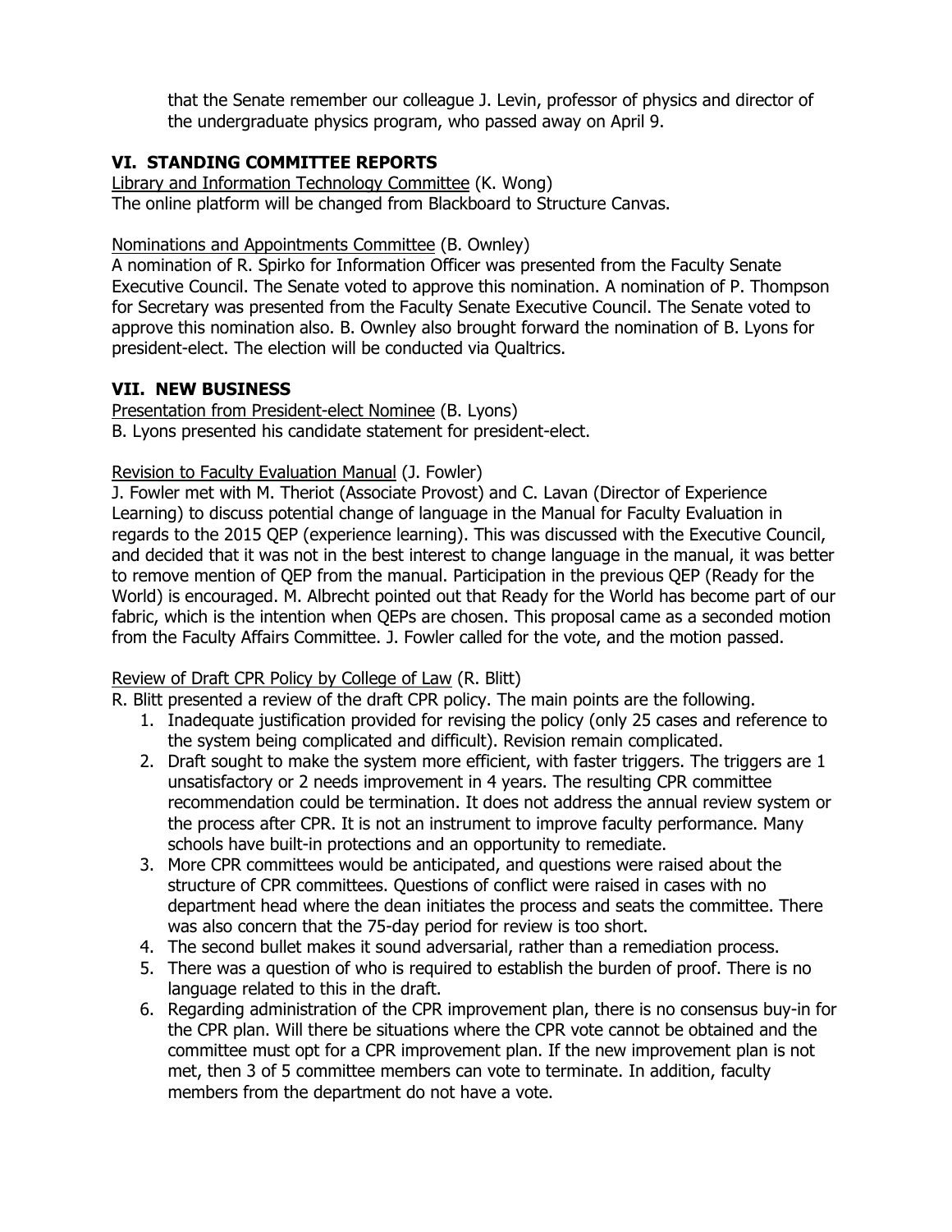that the Senate remember our colleague J. Levin, professor of physics and director of the undergraduate physics program, who passed away on April 9.

## VI. STANDING COMMITTEE REPORTS

Library and Information Technology Committee (K. Wong)
The online platform will be changed from Blackboard to Structure Canvas.

Nominations and Appointments Committee (B. Ownley)
A nomination of R. Spirko for Information Officer was presented from the Faculty Senate Executive Council. The Senate voted to approve this nomination. A nomination of P. Thompson for Secretary was presented from the Faculty Senate Executive Council. The Senate voted to approve this nomination also. B. Ownley also brought forward the nomination of B. Lyons for president-elect. The election will be conducted via Qualtrics.

## VII. NEW BUSINESS

Presentation from President-elect Nominee (B. Lyons)
B. Lyons presented his candidate statement for president-elect.

Revision to Faculty Evaluation Manual (J. Fowler)
J. Fowler met with M. Theriot (Associate Provost) and C. Lavan (Director of Experience Learning) to discuss potential change of language in the Manual for Faculty Evaluation in regards to the 2015 QEP (experience learning). This was discussed with the Executive Council, and decided that it was not in the best interest to change language in the manual, it was better to remove mention of QEP from the manual. Participation in the previous QEP (Ready for the World) is encouraged. M. Albrecht pointed out that Ready for the World has become part of our fabric, which is the intention when QEPs are chosen. This proposal came as a seconded motion from the Faculty Affairs Committee. J. Fowler called for the vote, and the motion passed.

Review of Draft CPR Policy by College of Law (R. Blitt)
R. Blitt presented a review of the draft CPR policy. The main points are the following.

1. Inadequate justification provided for revising the policy (only 25 cases and reference to the system being complicated and difficult). Revision remain complicated.
2. Draft sought to make the system more efficient, with faster triggers. The triggers are 1 unsatisfactory or 2 needs improvement in 4 years. The resulting CPR committee recommendation could be termination. It does not address the annual review system or the process after CPR. It is not an instrument to improve faculty performance. Many schools have built-in protections and an opportunity to remediate.
3. More CPR committees would be anticipated, and questions were raised about the structure of CPR committees. Questions of conflict were raised in cases with no department head where the dean initiates the process and seats the committee. There was also concern that the 75-day period for review is too short.
4. The second bullet makes it sound adversarial, rather than a remediation process.
5. There was a question of who is required to establish the burden of proof. There is no language related to this in the draft.
6. Regarding administration of the CPR improvement plan, there is no consensus buy-in for the CPR plan. Will there be situations where the CPR vote cannot be obtained and the committee must opt for a CPR improvement plan. If the new improvement plan is not met, then 3 of 5 committee members can vote to terminate. In addition, faculty members from the department do not have a vote.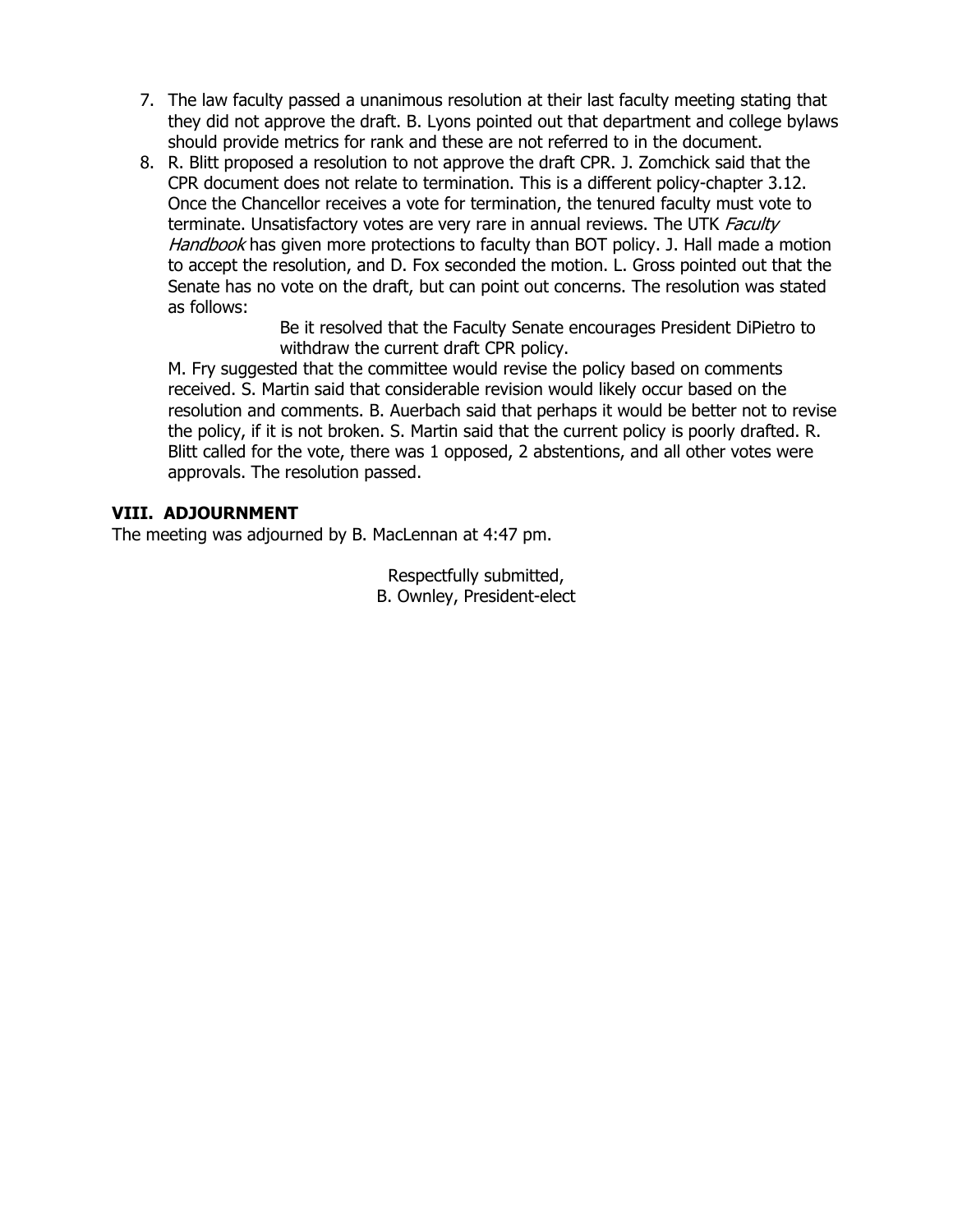7. The law faculty passed a unanimous resolution at their last faculty meeting stating that they did not approve the draft. B. Lyons pointed out that department and college bylaws should provide metrics for rank and these are not referred to in the document.
8. R. Blitt proposed a resolution to not approve the draft CPR. J. Zomchick said that the CPR document does not relate to termination. This is a different policy-chapter 3.12. Once the Chancellor receives a vote for termination, the tenured faculty must vote to terminate. Unsatisfactory votes are very rare in annual reviews. The UTK *Faculty Handbook* has given more protections to faculty than BOT policy. J. Hall made a motion to accept the resolution, and D. Fox seconded the motion. L. Gross pointed out that the Senate has no vote on the draft, but can point out concerns. The resolution was stated as follows:

   > Be it resolved that the Faculty Senate encourages President DiPietro to withdraw the current draft CPR policy.

   M. Fry suggested that the committee would revise the policy based on comments received. S. Martin said that considerable revision would likely occur based on the resolution and comments. B. Auerbach said that perhaps it would be better not to revise the policy, if it is not broken. S. Martin said that the current policy is poorly drafted. R. Blitt called for the vote, there was 1 opposed, 2 abstentions, and all other votes were approvals. The resolution passed.

## VIII. ADJOURNMENT

The meeting was adjourned by B. MacLennan at 4:47 pm.

Respectfully submitted,
B. Ownley, President-elect